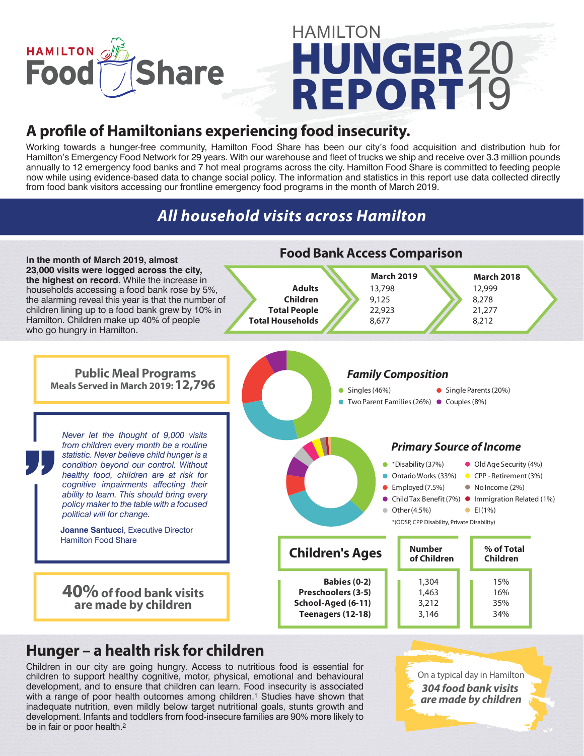HAMILTON Food Share

# HAMILTON HUNGER REPORT 2019

## A profile of Hamiltonians experiencing food insecurity.

Working towards a hunger-free community, Hamilton Food Share has been our city's food acquisition and distribution hub for Hamilton's Emergency Food Network for 29 years. With our warehouse and fleet of trucks we ship and receive over 3.3 million pounds annually to 12 emergency food banks and 7 hot meal programs across the city. Hamilton Food Share is committed to feeding people now while using evidence-based data to change social policy. The information and statistics in this report use data collected directly from food bank visitors accessing our frontline emergency food programs in the month of March 2019.

## *All household visits across Hamilton*

**In the month of March 2019, almost 23,000 visits were logged across the city, the highest on record**. While the increase in households accessing a food bank rose by 5%, the alarming reveal this year is that the number of children lining up to a food bank grew by 10% in Hamilton. Children make up 40% of people who go hungry in Hamilton.

### Food Bank Access Comparison

| | March 2019 | March 2018 |
|---|---|---|
| **Adults** | 13,798 | 12,999 |
| **Children** | 9,125 | 8,278 |
| **Total People** | 22,923 | 21,277 |
| **Total Households** | 8,677 | 8,212 |

**Public Meal Programs**
**Meals Served in March 2019: 12,796**

### *Family Composition*

- Singles (46%)
- Single Parents (20%)
- Two Parent Families (26%)
- Couples (8%)

> *Never let the thought of 9,000 visits from children every month be a routine statistic. Never believe child hunger is a condition beyond our control. Without healthy food, children are at risk for cognitive impairments affecting their ability to learn. This should bring every policy maker to the table with a focused political will for change.*
>
> **Joanne Santucci**, Executive Director Hamilton Food Share

### *Primary Source of Income*

- *Disability (37%)
- Old Age Security (4%)
- Ontario Works (33%)
- CPP - Retirement (3%)
- Employed (7.5%)
- No Income (2%)
- Child Tax Benefit (7%)
- Immigration Related (1%)
- Other (4.5%)
- EI (1%)

*(ODSP, CPP Disability, Private Disability)

**40% of food bank visits are made by children**

| Children's Ages | Number of Children | % of Total Children |
|---|---|---|
| **Babies (0-2)** | 1,304 | 15% |
| **Preschoolers (3-5)** | 1,463 | 16% |
| **School-Aged (6-11)** | 3,212 | 35% |
| **Teenagers (12-18)** | 3,146 | 34% |

## Hunger – a health risk for children

Children in our city are going hungry. Access to nutritious food is essential for children to support healthy cognitive, motor, physical, emotional and behavioural development, and to ensure that children can learn. Food insecurity is associated with a range of poor health outcomes among children.[1] Studies have shown that inadequate nutrition, even mildly below target nutritional goals, stunts growth and development. Infants and toddlers from food-insecure families are 90% more likely to be in fair or poor health.[2]

On a typical day in Hamilton ***304 food bank visits are made by children***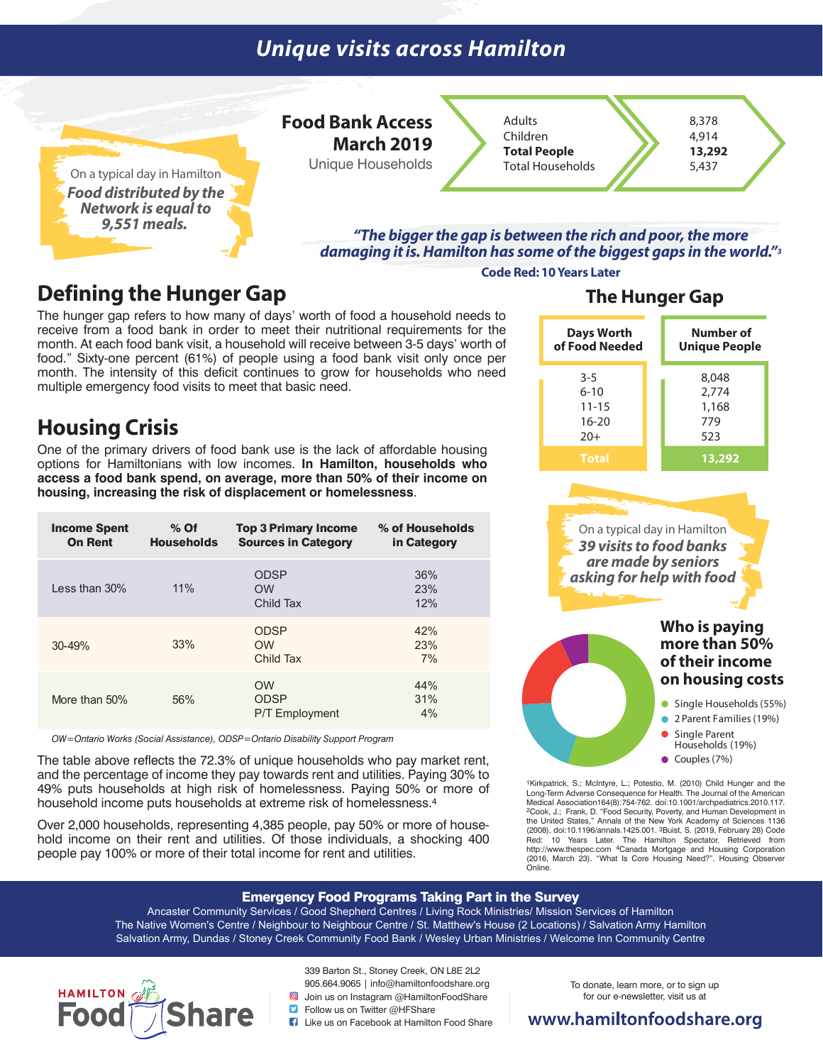# Unique visits across Hamilton

On a typical day in Hamilton ***Food distributed by the Network is equal to 9,551 meals.***

## Food Bank Access March 2019

Unique Households

| | |
|---|---|
| Adults | 8,378 |
| Children | 4,914 |
| **Total People** | **13,292** |
| Total Households | 5,437 |

***"The bigger the gap is between the rich and poor, the more damaging it is. Hamilton has some of the biggest gaps in the world."[3]***

**Code Red: 10 Years Later**

## Defining the Hunger Gap

The hunger gap refers to how many of days' worth of food a household needs to receive from a food bank in order to meet their nutritional requirements for the month. At each food bank visit, a household will receive between 3-5 days' worth of food." Sixty-one percent (61%) of people using a food bank visit only once per month. The intensity of this deficit continues to grow for households who need multiple emergency food visits to meet that basic need.

## Housing Crisis

One of the primary drivers of food bank use is the lack of affordable housing options for Hamiltonians with low incomes. **In Hamilton, households who access a food bank spend, on average, more than 50% of their income on housing, increasing the risk of displacement or homelessness**.

| Income Spent On Rent | % Of Households | Top 3 Primary Income Sources in Category | % of Households in Category |
|---|---|---|---|
| Less than 30% | 11% | ODSP<br>OW<br>Child Tax | 36%<br>23%<br>12% |
| 30-49% | 33% | ODSP<br>OW<br>Child Tax | 42%<br>23%<br>7% |
| More than 50% | 56% | OW<br>ODSP<br>P/T Employment | 44%<br>31%<br>4% |

*OW=Ontario Works (Social Assistance), ODSP=Ontario Disability Support Program*

The table above reflects the 72.3% of unique households who pay market rent, and the percentage of income they pay towards rent and utilities. Paying 30% to 49% puts households at high risk of homelessness. Paying 50% or more of household income puts households at extreme risk of homelessness.[4]

Over 2,000 households, representing 4,385 people, pay 50% or more of household income on their rent and utilities. Of those individuals, a shocking 400 people pay 100% or more of their total income for rent and utilities.

## The Hunger Gap

| Days Worth of Food Needed | Number of Unique People |
|---|---|
| 3-5 | 8,048 |
| 6-10 | 2,774 |
| 11-15 | 1,168 |
| 16-20 | 779 |
| 20+ | 523 |
| **Total** | **13,292** |

On a typical day in Hamilton ***39 visits to food banks are made by seniors asking for help with food***

## Who is paying more than 50% of their income on housing costs

Single Households (55%)
2 Parent Families (19%)
Single Parent Households (19%)
Couples (7%)

[1]Kirkpatrick, S.; McIntyre, L.; Potestio, M. (2010) Child Hunger and the Long-Term Adverse Consequence for Health. The Journal of the American Medical Association164(8):754-762. doi:10.1001/archpediatrics.2010.117. [2]Cook, J.; Frank, D. "Food Security, Poverty, and Human Development in the United States," Annals of the New York Academy of Sciences 1136 (2008), doi:10.1196/annals.1425.001. [3]Buist, S. (2019, February 28) Code Red: 10 Years Later. The Hamilton Spectator. Retrieved from http://www.thespec.com [4]Canada Mortgage and Housing Corporation (2016, March 23). "What Is Core Housing Need?", Housing Observer Online.

### Emergency Food Programs Taking Part in the Survey

Ancaster Community Services / Good Shepherd Centres / Living Rock Ministries/ Mission Services of Hamilton
The Native Women's Centre / Neighbour to Neighbour Centre / St. Matthew's House (2 Locations) / Salvation Army Hamilton
Salvation Army, Dundas / Stoney Creek Community Food Bank / Wesley Urban Ministries / Welcome Inn Community Centre

HAMILTON Food Share

339 Barton St., Stoney Creek, ON L8E 2L2
905.664.9065 | info@hamiltonfoodshare.org
Join us on Instagram @HamiltonFoodShare
Follow us on Twitter @HFShare
Like us on Facebook at Hamilton Food Share

To donate, learn more, or to sign up for our e-newsletter, visit us at

**www.hamiltonfoodshare.org**